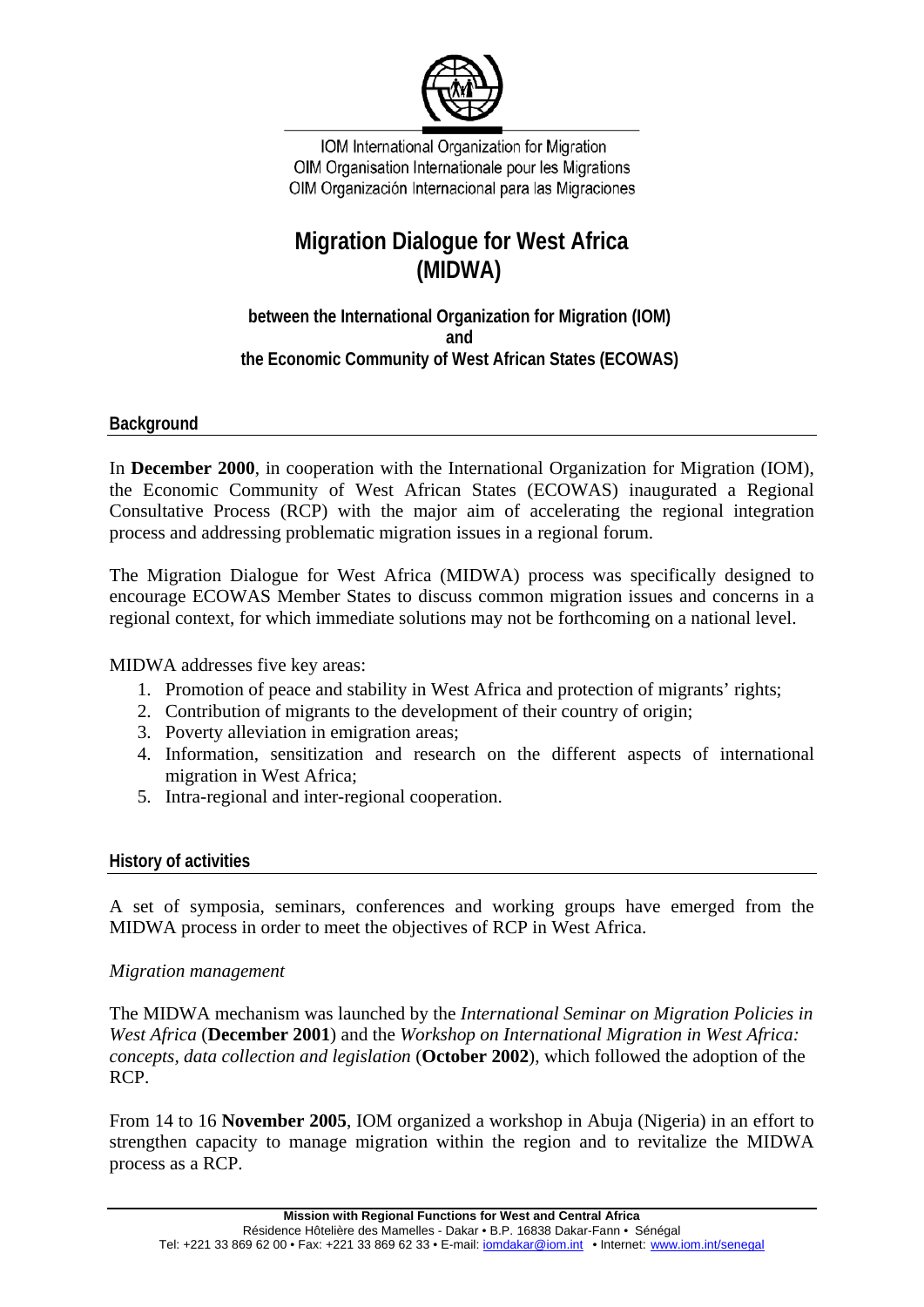IOM International Organization for Migration
OIM Organisation Internationale pour les Migrations
OIM Organización Internacional para las Migraciones

# Migration Dialogue for West Africa (MIDWA)

**between the International Organization for Migration (IOM)**
**and**
**the Economic Community of West African States (ECOWAS)**

## Background

In **December 2000**, in cooperation with the International Organization for Migration (IOM), the Economic Community of West African States (ECOWAS) inaugurated a Regional Consultative Process (RCP) with the major aim of accelerating the regional integration process and addressing problematic migration issues in a regional forum.

The Migration Dialogue for West Africa (MIDWA) process was specifically designed to encourage ECOWAS Member States to discuss common migration issues and concerns in a regional context, for which immediate solutions may not be forthcoming on a national level.

MIDWA addresses five key areas:

1. Promotion of peace and stability in West Africa and protection of migrants' rights;
2. Contribution of migrants to the development of their country of origin;
3. Poverty alleviation in emigration areas;
4. Information, sensitization and research on the different aspects of international migration in West Africa;
5. Intra-regional and inter-regional cooperation.

## History of activities

A set of symposia, seminars, conferences and working groups have emerged from the MIDWA process in order to meet the objectives of RCP in West Africa.

*Migration management*

The MIDWA mechanism was launched by the *International Seminar on Migration Policies in West Africa* (**December 2001**) and the *Workshop on International Migration in West Africa: concepts, data collection and legislation* (**October 2002**), which followed the adoption of the RCP.

From 14 to 16 **November 2005**, IOM organized a workshop in Abuja (Nigeria) in an effort to strengthen capacity to manage migration within the region and to revitalize the MIDWA process as a RCP.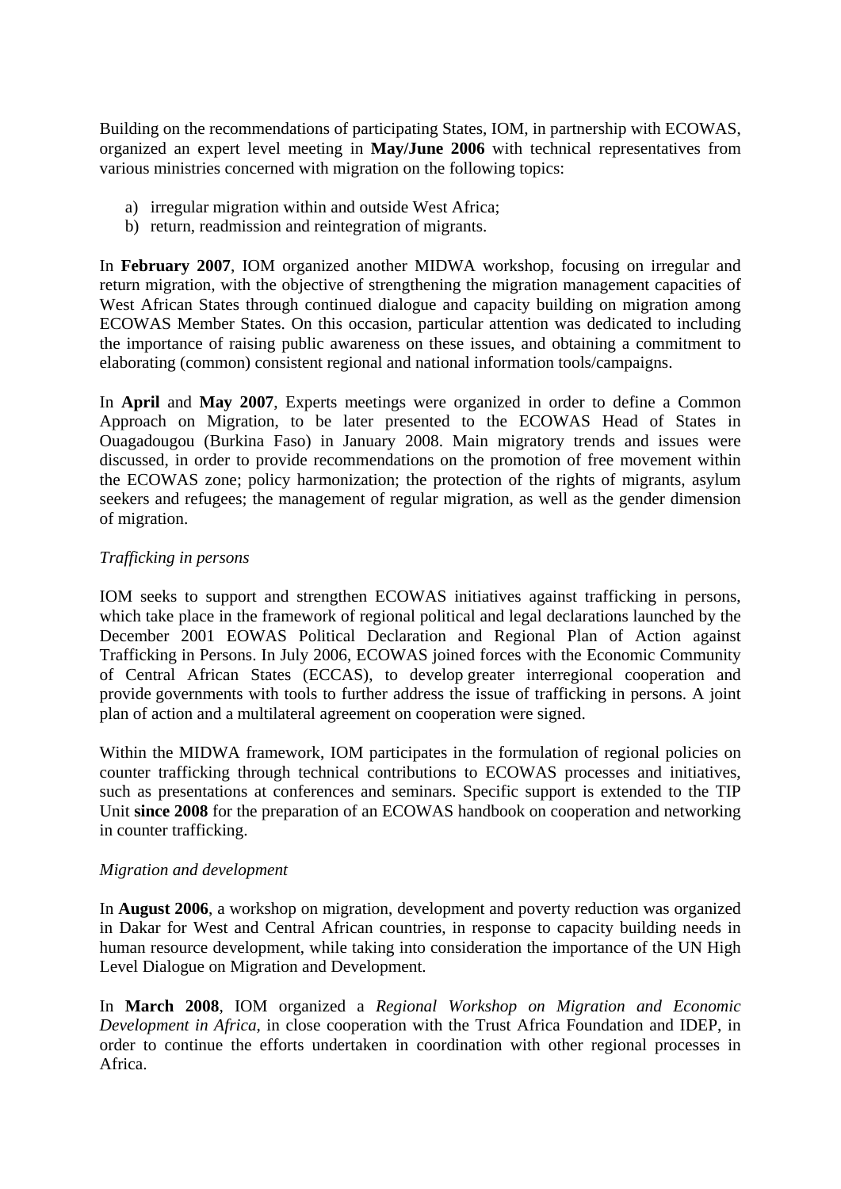Building on the recommendations of participating States, IOM, in partnership with ECOWAS, organized an expert level meeting in **May/June 2006** with technical representatives from various ministries concerned with migration on the following topics:

a) irregular migration within and outside West Africa;
b) return, readmission and reintegration of migrants.

In **February 2007**, IOM organized another MIDWA workshop, focusing on irregular and return migration, with the objective of strengthening the migration management capacities of West African States through continued dialogue and capacity building on migration among ECOWAS Member States. On this occasion, particular attention was dedicated to including the importance of raising public awareness on these issues, and obtaining a commitment to elaborating (common) consistent regional and national information tools/campaigns.

In **April** and **May 2007**, Experts meetings were organized in order to define a Common Approach on Migration, to be later presented to the ECOWAS Head of States in Ouagadougou (Burkina Faso) in January 2008. Main migratory trends and issues were discussed, in order to provide recommendations on the promotion of free movement within the ECOWAS zone; policy harmonization; the protection of the rights of migrants, asylum seekers and refugees; the management of regular migration, as well as the gender dimension of migration.

*Trafficking in persons*

IOM seeks to support and strengthen ECOWAS initiatives against trafficking in persons, which take place in the framework of regional political and legal declarations launched by the December 2001 EOWAS Political Declaration and Regional Plan of Action against Trafficking in Persons. In July 2006, ECOWAS joined forces with the Economic Community of Central African States (ECCAS), to develop greater interregional cooperation and provide governments with tools to further address the issue of trafficking in persons. A joint plan of action and a multilateral agreement on cooperation were signed.

Within the MIDWA framework, IOM participates in the formulation of regional policies on counter trafficking through technical contributions to ECOWAS processes and initiatives, such as presentations at conferences and seminars. Specific support is extended to the TIP Unit **since 2008** for the preparation of an ECOWAS handbook on cooperation and networking in counter trafficking.

*Migration and development*

In **August 2006**, a workshop on migration, development and poverty reduction was organized in Dakar for West and Central African countries, in response to capacity building needs in human resource development, while taking into consideration the importance of the UN High Level Dialogue on Migration and Development.

In **March 2008**, IOM organized a *Regional Workshop on Migration and Economic Development in Africa*, in close cooperation with the Trust Africa Foundation and IDEP, in order to continue the efforts undertaken in coordination with other regional processes in Africa.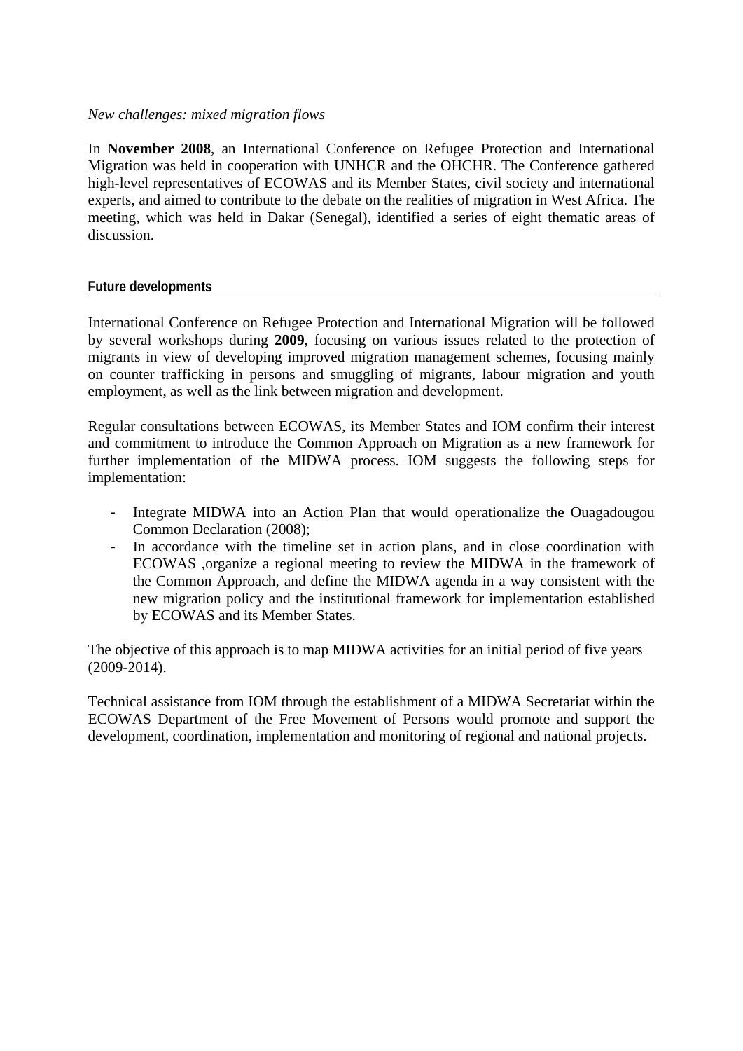*New challenges: mixed migration flows*

In **November 2008**, an International Conference on Refugee Protection and International Migration was held in cooperation with UNHCR and the OHCHR. The Conference gathered high-level representatives of ECOWAS and its Member States, civil society and international experts, and aimed to contribute to the debate on the realities of migration in West Africa. The meeting, which was held in Dakar (Senegal), identified a series of eight thematic areas of discussion.

## Future developments

International Conference on Refugee Protection and International Migration will be followed by several workshops during **2009**, focusing on various issues related to the protection of migrants in view of developing improved migration management schemes, focusing mainly on counter trafficking in persons and smuggling of migrants, labour migration and youth employment, as well as the link between migration and development.

Regular consultations between ECOWAS, its Member States and IOM confirm their interest and commitment to introduce the Common Approach on Migration as a new framework for further implementation of the MIDWA process. IOM suggests the following steps for implementation:

- Integrate MIDWA into an Action Plan that would operationalize the Ouagadougou Common Declaration (2008);
- In accordance with the timeline set in action plans, and in close coordination with ECOWAS ,organize a regional meeting to review the MIDWA in the framework of the Common Approach, and define the MIDWA agenda in a way consistent with the new migration policy and the institutional framework for implementation established by ECOWAS and its Member States.

The objective of this approach is to map MIDWA activities for an initial period of five years (2009-2014).

Technical assistance from IOM through the establishment of a MIDWA Secretariat within the ECOWAS Department of the Free Movement of Persons would promote and support the development, coordination, implementation and monitoring of regional and national projects.